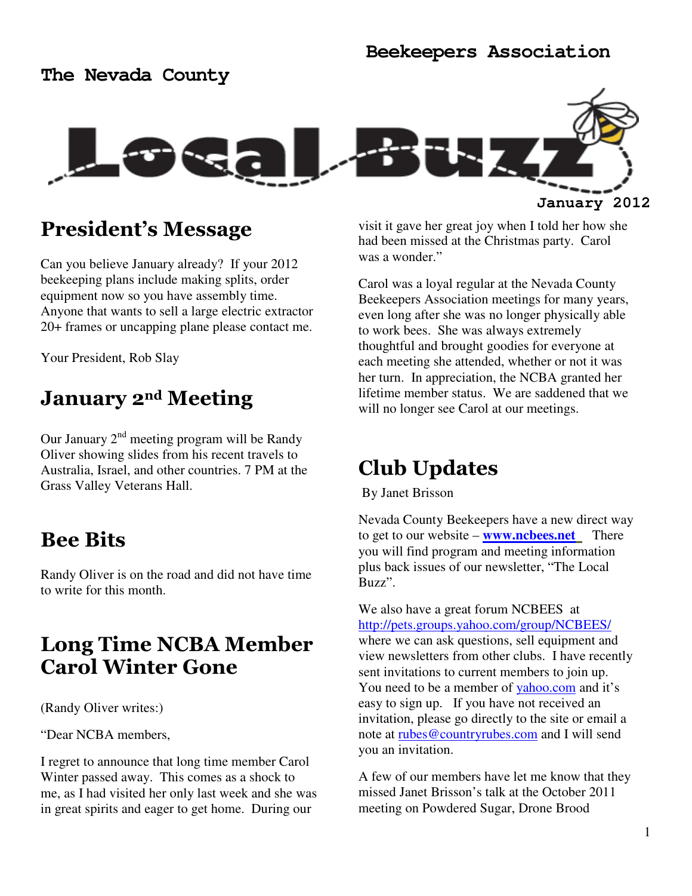# The Nevada County Beekeepers Association

# Local Buzz

January 2012

## President's Message

Can you believe January already? If your 2012 beekeeping plans include making splits, order equipment now so you have assembly time. Anyone that wants to sell a large electric extractor 20+ frames or uncapping plane please contact me.

Your President, Rob Slay

## January 2nd Meeting

Our January 2nd meeting program will be Randy Oliver showing slides from his recent travels to Australia, Israel, and other countries. 7 PM at the Grass Valley Veterans Hall.

## Bee Bits

Randy Oliver is on the road and did not have time to write for this month.

## Long Time NCBA Member Carol Winter Gone

(Randy Oliver writes:)

"Dear NCBA members,

I regret to announce that long time member Carol Winter passed away. This comes as a shock to me, as I had visited her only last week and she was in great spirits and eager to get home. During our visit it gave her great joy when I told her how she had been missed at the Christmas party. Carol was a wonder."

Carol was a loyal regular at the Nevada County Beekeepers Association meetings for many years, even long after she was no longer physically able to work bees. She was always extremely thoughtful and brought goodies for everyone at each meeting she attended, whether or not it was her turn. In appreciation, the NCBA granted her lifetime member status. We are saddened that we will no longer see Carol at our meetings.

## Club Updates

By Janet Brisson

Nevada County Beekeepers have a new direct way to get to our website – **www.ncbees.net** There you will find program and meeting information plus back issues of our newsletter, "The Local Buzz".

We also have a great forum NCBEES at http://pets.groups.yahoo.com/group/NCBEES/ where we can ask questions, sell equipment and view newsletters from other clubs. I have recently sent invitations to current members to join up. You need to be a member of yahoo.com and it's easy to sign up. If you have not received an invitation, please go directly to the site or email a note at rubes@countryrubes.com and I will send you an invitation.

A few of our members have let me know that they missed Janet Brisson's talk at the October 2011 meeting on Powdered Sugar, Drone Brood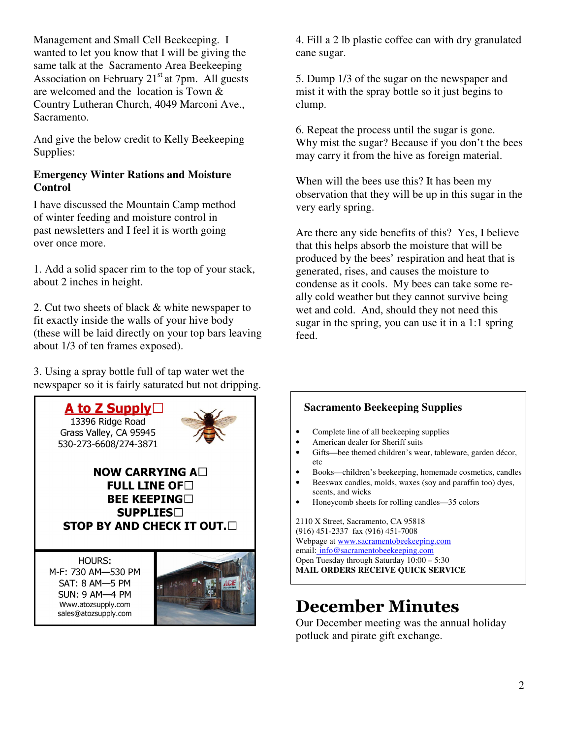Management and Small Cell Beekeeping. I wanted to let you know that I will be giving the same talk at the Sacramento Area Beekeeping Association on February 21st at 7pm. All guests are welcomed and the location is Town & Country Lutheran Church, 4049 Marconi Ave., Sacramento.

And give the below credit to Kelly Beekeeping Supplies:

**Emergency Winter Rations and Moisture Control**

I have discussed the Mountain Camp method of winter feeding and moisture control in past newsletters and I feel it is worth going over once more.

1. Add a solid spacer rim to the top of your stack, about 2 inches in height.

2. Cut two sheets of black & white newspaper to fit exactly inside the walls of your hive body (these will be laid directly on your top bars leaving about 1/3 of ten frames exposed).

3. Using a spray bottle full of tap water wet the newspaper so it is fairly saturated but not dripping.

4. Fill a 2 lb plastic coffee can with dry granulated cane sugar.

5. Dump 1/3 of the sugar on the newspaper and mist it with the spray bottle so it just begins to clump.

6. Repeat the process until the sugar is gone.

Why mist the sugar? Because if you don't the bees may carry it from the hive as foreign material.

When will the bees use this? It has been my observation that they will be up in this sugar in the very early spring.

Are there any side benefits of this? Yes, I believe that this helps absorb the moisture that will be produced by the bees' respiration and heat that is generated, rises, and causes the moisture to condense as it cools. My bees can take some really cold weather but they cannot survive being wet and cold. And, should they not need this sugar in the spring, you can use it in a 1:1 spring feed.

**A to Z Supply**

13396 Ridge Road
Grass Valley, CA 95945
530-273-6608/274-3871

**NOW CARRYING A FULL LINE OF BEE KEEPING SUPPLIES**
**STOP BY AND CHECK IT OUT.**

HOURS:
M-F: 730 AM—530 PM
SAT: 8 AM—5 PM
SUN: 9 AM—4 PM
Www.atozsupply.com
sales@atozsupply.com

**Sacramento Beekeeping Supplies**

- Complete line of all beekeeping supplies
- American dealer for Sheriff suits
- Gifts—bee themed children's wear, tableware, garden décor, etc
- Books—children's beekeeping, homemade cosmetics, candles
- Beeswax candles, molds, waxes (soy and paraffin too) dyes, scents, and wicks
- Honeycomb sheets for rolling candles—35 colors

2110 X Street, Sacramento, CA 95818
(916) 451-2337 fax (916) 451-7008
Webpage at www.sacramentobeekeeping.com
email: info@sacramentobeekeeping.com
Open Tuesday through Saturday 10:00 – 5:30
**MAIL ORDERS RECEIVE QUICK SERVICE**

# December Minutes

Our December meeting was the annual holiday potluck and pirate gift exchange.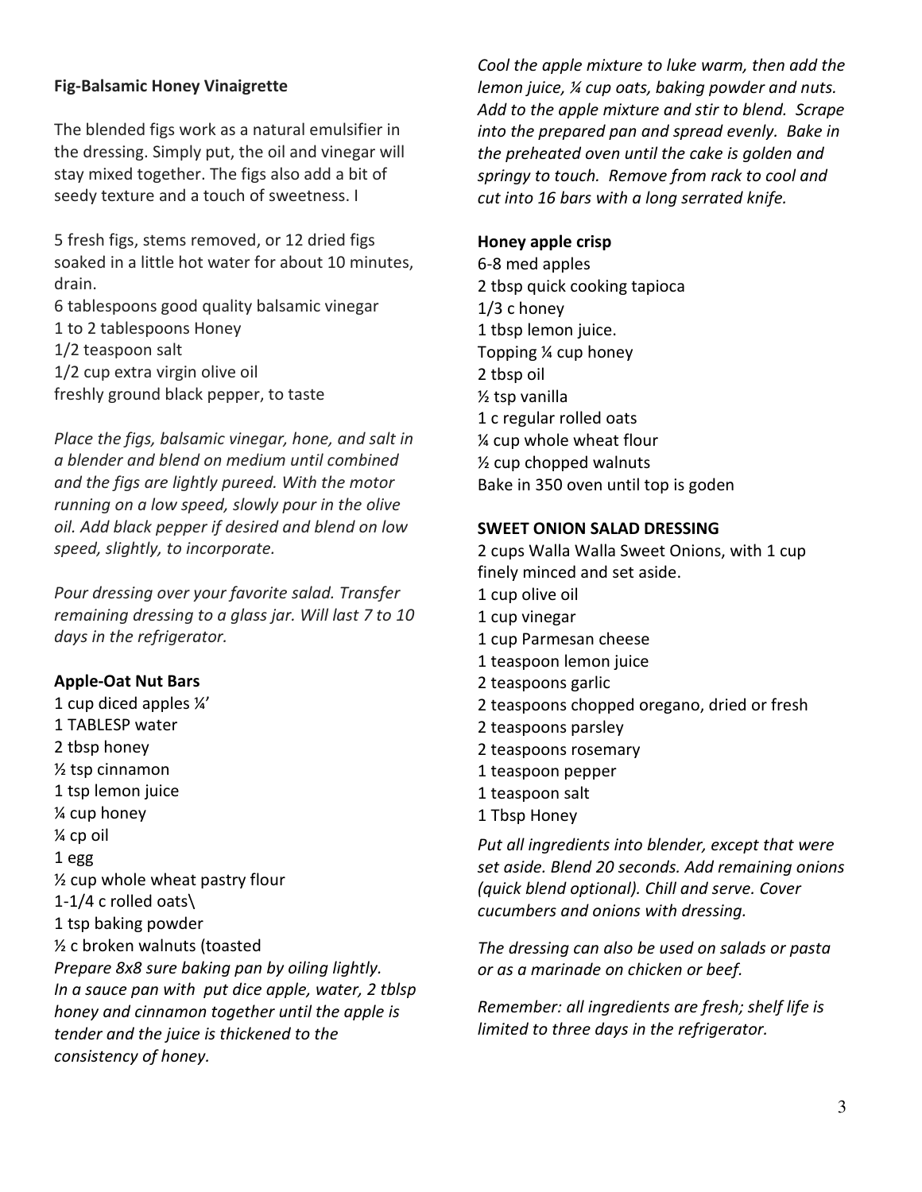**Fig-Balsamic Honey Vinaigrette**

The blended figs work as a natural emulsifier in the dressing. Simply put, the oil and vinegar will stay mixed together. The figs also add a bit of seedy texture and a touch of sweetness. I

5 fresh figs, stems removed, or 12 dried figs soaked in a little hot water for about 10 minutes, drain.
6 tablespoons good quality balsamic vinegar
1 to 2 tablespoons Honey
1/2 teaspoon salt
1/2 cup extra virgin olive oil
freshly ground black pepper, to taste

*Place the figs, balsamic vinegar, hone, and salt in a blender and blend on medium until combined and the figs are lightly pureed. With the motor running on a low speed, slowly pour in the olive oil. Add black pepper if desired and blend on low speed, slightly, to incorporate.*

*Pour dressing over your favorite salad. Transfer remaining dressing to a glass jar. Will last 7 to 10 days in the refrigerator.*

**Apple-Oat Nut Bars**

1 cup diced apples ¼'
1 TABLESP water
2 tbsp honey
½ tsp cinnamon
1 tsp lemon juice
¼ cup honey
¼ cp oil
1 egg
½ cup whole wheat pastry flour
1-1/4 c rolled oats\
1 tsp baking powder
½ c broken walnuts (toasted

*Prepare 8x8 sure baking pan by oiling lightly. In a sauce pan with put dice apple, water, 2 tblsp honey and cinnamon together until the apple is tender and the juice is thickened to the consistency of honey.*

*Cool the apple mixture to luke warm, then add the lemon juice, ¼ cup oats, baking powder and nuts. Add to the apple mixture and stir to blend. Scrape into the prepared pan and spread evenly. Bake in the preheated oven until the cake is golden and springy to touch. Remove from rack to cool and cut into 16 bars with a long serrated knife.*

**Honey apple crisp**

6-8 med apples
2 tbsp quick cooking tapioca
1/3 c honey
1 tbsp lemon juice.
Topping ¼ cup honey
2 tbsp oil
½ tsp vanilla
1 c regular rolled oats
¼ cup whole wheat flour
½ cup chopped walnuts
Bake in 350 oven until top is goden

**SWEET ONION SALAD DRESSING**

2 cups Walla Walla Sweet Onions, with 1 cup finely minced and set aside.
1 cup olive oil
1 cup vinegar
1 cup Parmesan cheese
1 teaspoon lemon juice
2 teaspoons garlic
2 teaspoons chopped oregano, dried or fresh
2 teaspoons parsley
2 teaspoons rosemary
1 teaspoon pepper
1 teaspoon salt
1 Tbsp Honey

*Put all ingredients into blender, except that were set aside. Blend 20 seconds. Add remaining onions (quick blend optional). Chill and serve. Cover cucumbers and onions with dressing.*

*The dressing can also be used on salads or pasta or as a marinade on chicken or beef.*

*Remember: all ingredients are fresh; shelf life is limited to three days in the refrigerator.*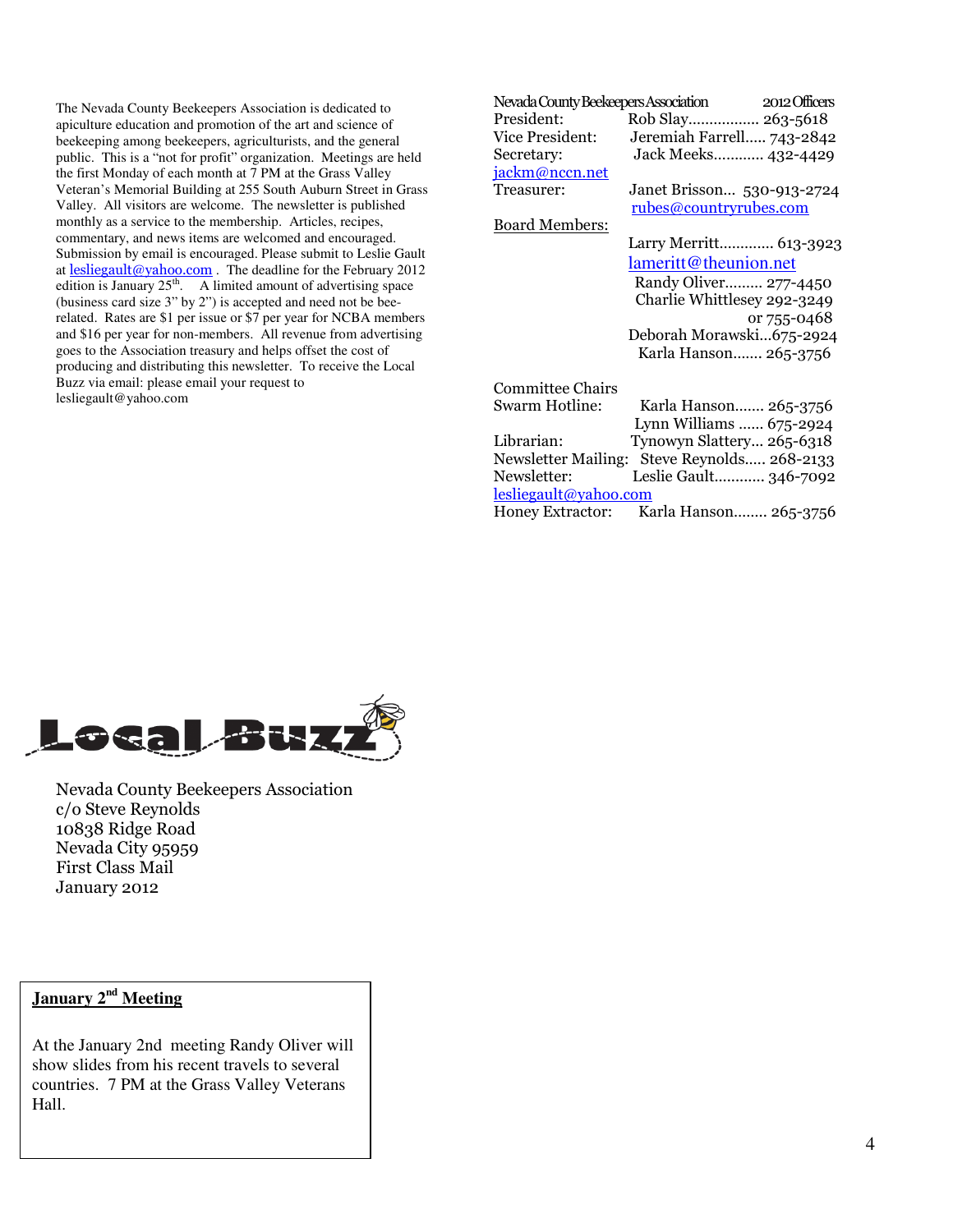The Nevada County Beekeepers Association is dedicated to apiculture education and promotion of the art and science of beekeeping among beekeepers, agriculturists, and the general public. This is a "not for profit" organization. Meetings are held the first Monday of each month at 7 PM at the Grass Valley Veteran's Memorial Building at 255 South Auburn Street in Grass Valley. All visitors are welcome. The newsletter is published monthly as a service to the membership. Articles, recipes, commentary, and news items are welcomed and encouraged. Submission by email is encouraged. Please submit to Leslie Gault at lesliegault@yahoo.com . The deadline for the February 2012 edition is January 25th. A limited amount of advertising space (business card size 3" by 2") is accepted and need not be bee-related. Rates are $1 per issue or $7 per year for NCBA members and $16 per year for non-members. All revenue from advertising goes to the Association treasury and helps offset the cost of producing and distributing this newsletter. To receive the Local Buzz via email: please email your request to lesliegault@yahoo.com

**Nevada County Beekeepers Association 2012 Officers**

President: Rob Slay................. 263-5618
Vice President: Jeremiah Farrell..... 743-2842
Secretary: Jack Meeks............ 432-4429
jackm@nccn.net
Treasurer: Janet Brisson... 530-913-2724
rubes@countryrubes.com

Board Members:
Larry Merritt............. 613-3923
lameritt@theunion.net
Randy Oliver......... 277-4450
Charlie Whittlesey 292-3249 or 755-0468
Deborah Morawski...675-2924
Karla Hanson....... 265-3756

Committee Chairs
Swarm Hotline: Karla Hanson....... 265-3756
Lynn Williams ...... 675-2924
Librarian: Tynowyn Slattery... 265-6318
Newsletter Mailing: Steve Reynolds..... 268-2133
Newsletter: Leslie Gault........... 346-7092
lesliegault@yahoo.com
Honey Extractor: Karla Hanson........ 265-3756

**Local Buzz**

Nevada County Beekeepers Association
c/o Steve Reynolds
10838 Ridge Road
Nevada City 95959
First Class Mail
January 2012

## January 2nd Meeting

At the January 2nd meeting Randy Oliver will show slides from his recent travels to several countries. 7 PM at the Grass Valley Veterans Hall.